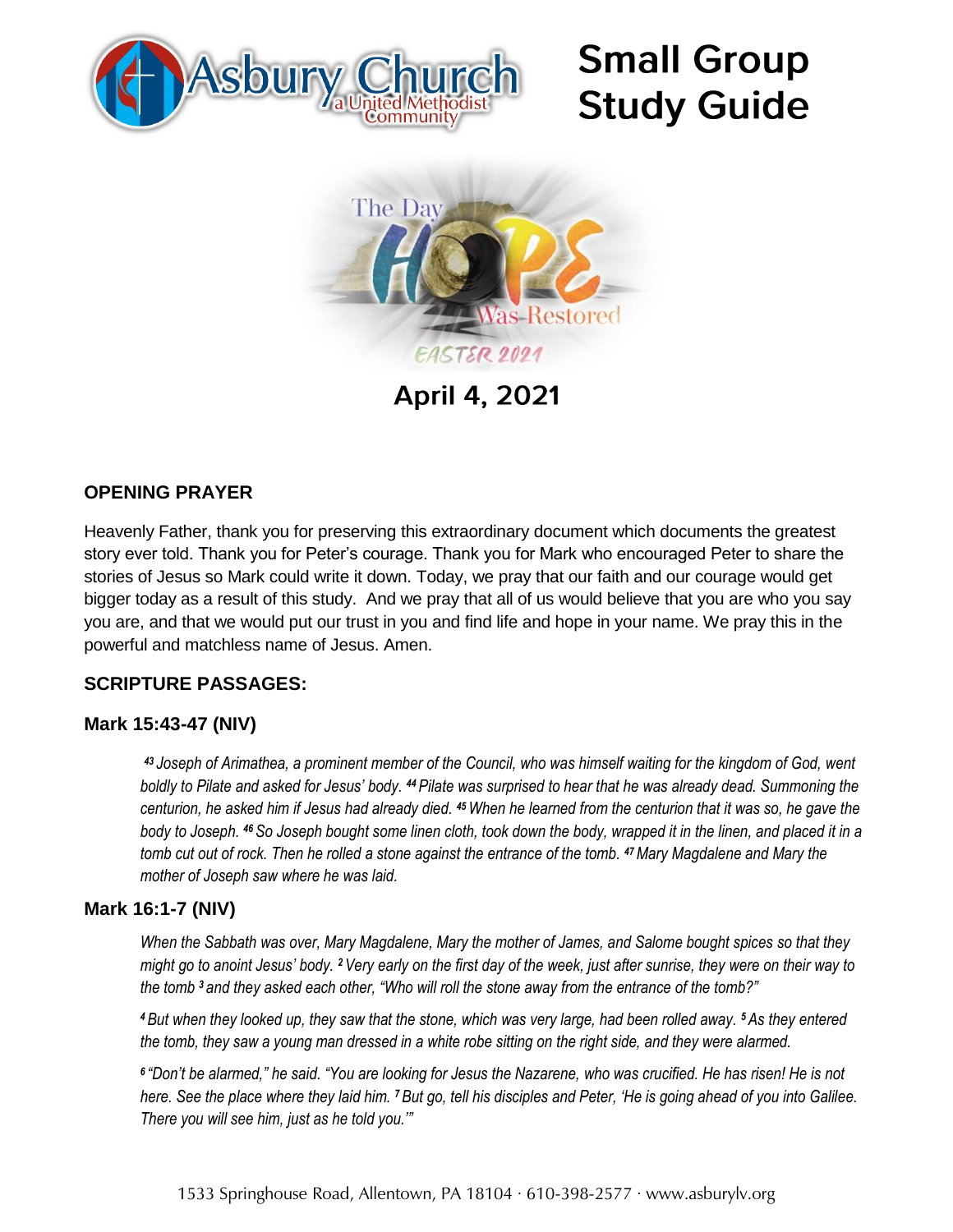# Small Group Study Guide

The Day HOPE Was Restored

EASTER 2021

**April 4, 2021**

## OPENING PRAYER

Heavenly Father, thank you for preserving this extraordinary document which documents the greatest story ever told. Thank you for Peter's courage. Thank you for Mark who encouraged Peter to share the stories of Jesus so Mark could write it down. Today, we pray that our faith and our courage would get bigger today as a result of this study. And we pray that all of us would believe that you are who you say you are, and that we would put our trust in you and find life and hope in your name. We pray this in the powerful and matchless name of Jesus. Amen.

## SCRIPTURE PASSAGES:

### Mark 15:43-47 (NIV)

*43 Joseph of Arimathea, a prominent member of the Council, who was himself waiting for the kingdom of God, went boldly to Pilate and asked for Jesus' body. 44 Pilate was surprised to hear that he was already dead. Summoning the centurion, he asked him if Jesus had already died. 45 When he learned from the centurion that it was so, he gave the body to Joseph. 46 So Joseph bought some linen cloth, took down the body, wrapped it in the linen, and placed it in a tomb cut out of rock. Then he rolled a stone against the entrance of the tomb. 47 Mary Magdalene and Mary the mother of Joseph saw where he was laid.*

### Mark 16:1-7 (NIV)

*When the Sabbath was over, Mary Magdalene, Mary the mother of James, and Salome bought spices so that they might go to anoint Jesus' body. 2 Very early on the first day of the week, just after sunrise, they were on their way to the tomb 3 and they asked each other, "Who will roll the stone away from the entrance of the tomb?"*

*4 But when they looked up, they saw that the stone, which was very large, had been rolled away. 5 As they entered the tomb, they saw a young man dressed in a white robe sitting on the right side, and they were alarmed.*

*6 "Don't be alarmed," he said. "You are looking for Jesus the Nazarene, who was crucified. He has risen! He is not here. See the place where they laid him. 7 But go, tell his disciples and Peter, 'He is going ahead of you into Galilee. There you will see him, just as he told you.'"*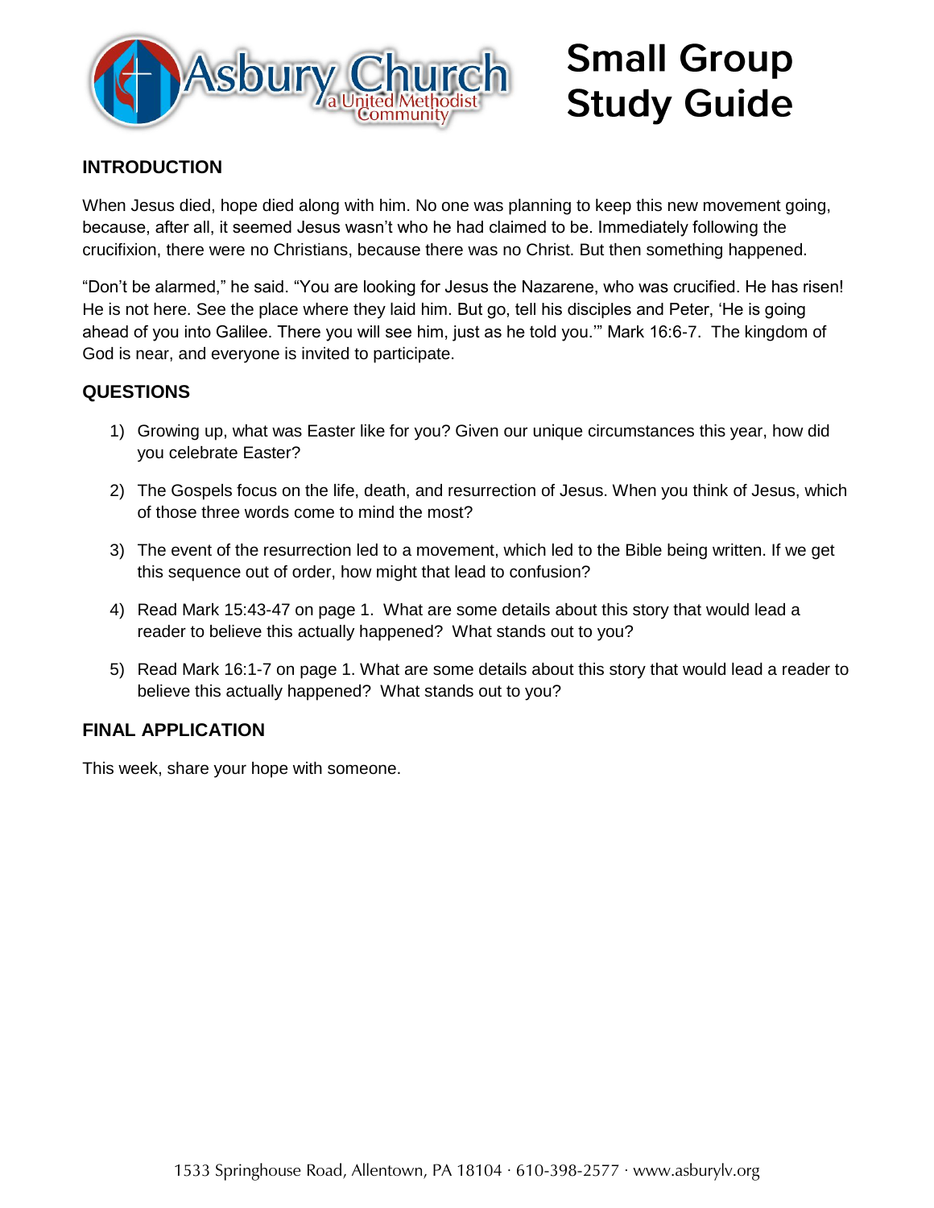# Small Group Study Guide

## INTRODUCTION

When Jesus died, hope died along with him. No one was planning to keep this new movement going, because, after all, it seemed Jesus wasn't who he had claimed to be. Immediately following the crucifixion, there were no Christians, because there was no Christ. But then something happened.

"Don't be alarmed," he said. "You are looking for Jesus the Nazarene, who was crucified. He has risen! He is not here. See the place where they laid him. But go, tell his disciples and Peter, 'He is going ahead of you into Galilee. There you will see him, just as he told you.'" Mark 16:6-7. The kingdom of God is near, and everyone is invited to participate.

## QUESTIONS

1) Growing up, what was Easter like for you? Given our unique circumstances this year, how did you celebrate Easter?
2) The Gospels focus on the life, death, and resurrection of Jesus. When you think of Jesus, which of those three words come to mind the most?
3) The event of the resurrection led to a movement, which led to the Bible being written. If we get this sequence out of order, how might that lead to confusion?
4) Read Mark 15:43-47 on page 1. What are some details about this story that would lead a reader to believe this actually happened? What stands out to you?
5) Read Mark 16:1-7 on page 1. What are some details about this story that would lead a reader to believe this actually happened? What stands out to you?

## FINAL APPLICATION

This week, share your hope with someone.

1533 Springhouse Road, Allentown, PA 18104 · 610-398-2577 · www.asburylv.org